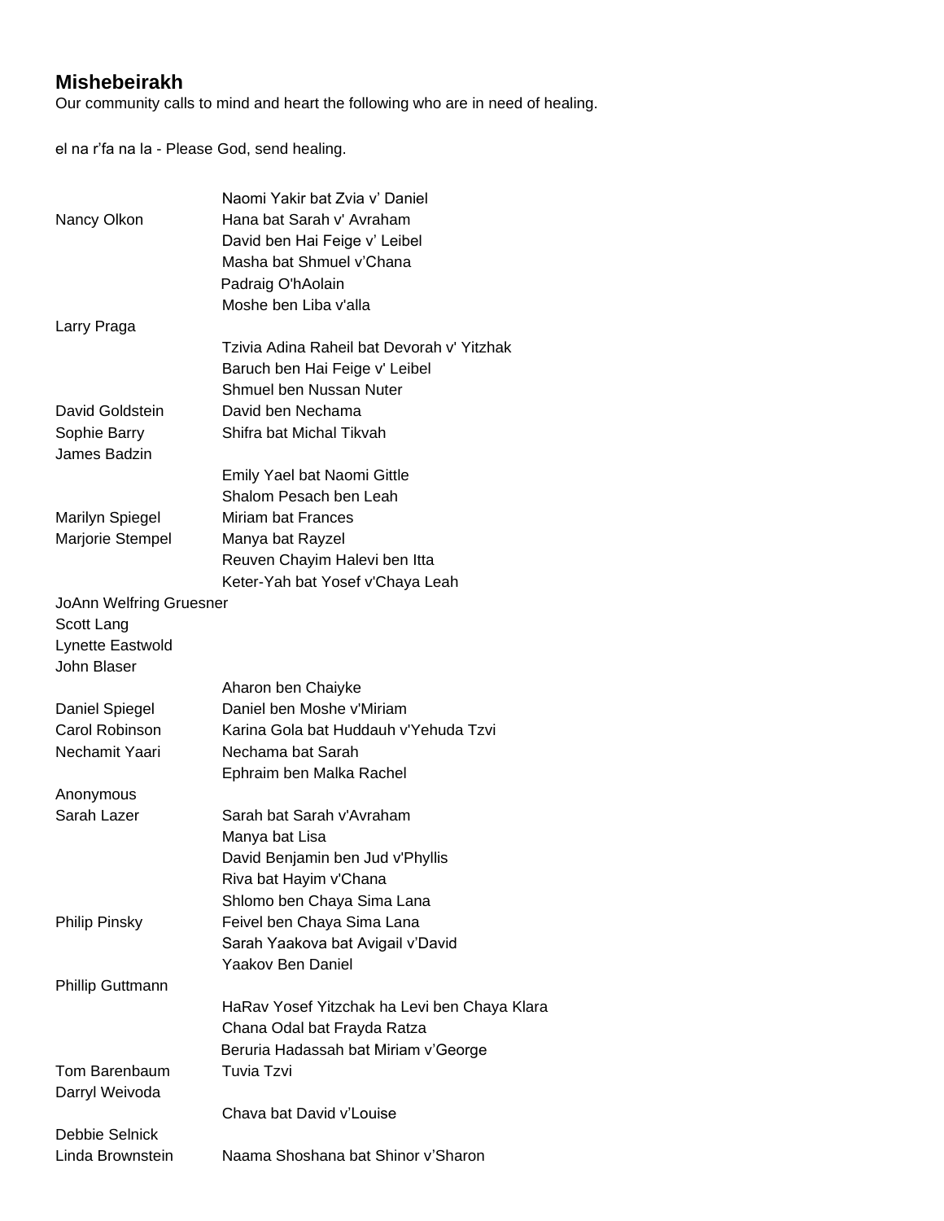**Mishebeirakh**

Our community calls to mind and heart the following who are in need of healing.

el na r'fa na la - Please God, send healing.

| | |
|---|---|
| | Naomi Yakir bat Zvia v' Daniel |
| Nancy Olkon | Hana bat Sarah v' Avraham |
| | David ben Hai Feige v' Leibel |
| | Masha bat Shmuel v'Chana |
| | Padraig O'hAolain |
| | Moshe ben Liba v'alla |
| Larry Praga | |
| | Tzivia Adina Raheil bat Devorah v' Yitzhak |
| | Baruch ben Hai Feige v' Leibel |
| | Shmuel ben Nussan Nuter |
| David Goldstein | David ben Nechama |
| Sophie Barry | Shifra bat Michal Tikvah |
| James Badzin | |
| | Emily Yael bat Naomi Gittle |
| | Shalom Pesach ben Leah |
| Marilyn Spiegel | Miriam bat Frances |
| Marjorie Stempel | Manya bat Rayzel |
| | Reuven Chayim Halevi ben Itta |
| | Keter-Yah bat Yosef v'Chaya Leah |
| JoAnn Welfring Gruesner | |
| Scott Lang | |
| Lynette Eastwold | |
| John Blaser | |
| | Aharon ben Chaiyke |
| Daniel Spiegel | Daniel ben Moshe v'Miriam |
| Carol Robinson | Karina Gola bat Huddauh v'Yehuda Tzvi |
| Nechamit Yaari | Nechama bat Sarah |
| | Ephraim ben Malka Rachel |
| Anonymous | |
| Sarah Lazer | Sarah bat Sarah v'Avraham |
| | Manya bat Lisa |
| | David Benjamin ben Jud v'Phyllis |
| | Riva bat Hayim v'Chana |
| | Shlomo ben Chaya Sima Lana |
| Philip Pinsky | Feivel ben Chaya Sima Lana |
| | Sarah Yaakova bat Avigail v'David |
| | Yaakov Ben Daniel |
| Phillip Guttmann | |
| | HaRav Yosef Yitzchak ha Levi ben Chaya Klara |
| | Chana Odal bat Frayda Ratza |
| | Beruria Hadassah bat Miriam v'George |
| Tom Barenbaum | Tuvia Tzvi |
| Darryl Weivoda | |
| | Chava bat David v'Louise |
| Debbie Selnick | |
| Linda Brownstein | Naama Shoshana bat Shinor v'Sharon |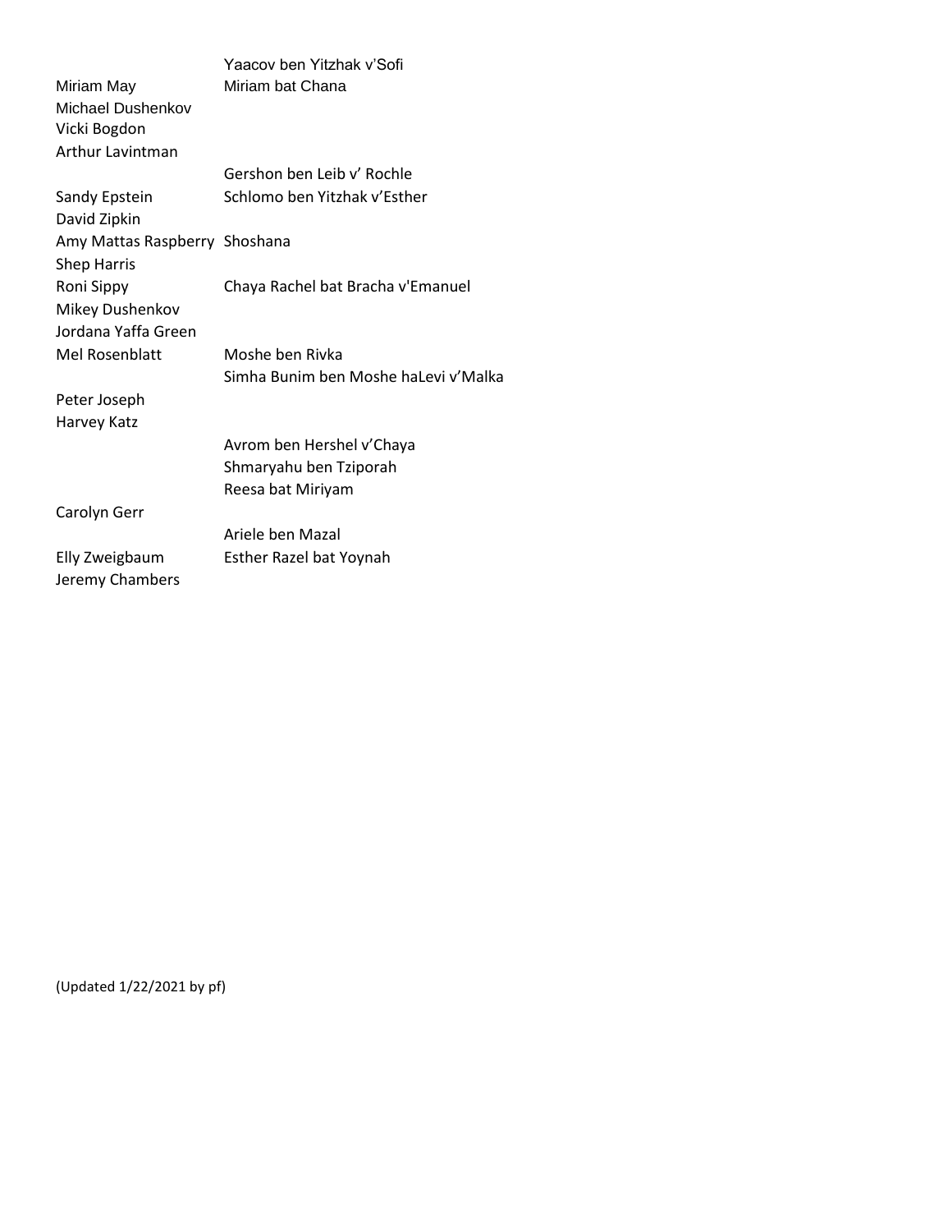| | |
|---|---|
| | Yaacov ben Yitzhak v'Sofi |
| Miriam May | Miriam bat Chana |
| Michael Dushenkov | |
| Vicki Bogdon | |
| Arthur Lavintman | |
| | Gershon ben Leib v' Rochle |
| Sandy Epstein | Schlomo ben Yitzhak v'Esther |
| David Zipkin | |
| Amy Mattas Raspberry | Shoshana |
| Shep Harris | |
| Roni Sippy | Chaya Rachel bat Bracha v'Emanuel |
| Mikey Dushenkov | |
| Jordana Yaffa Green | |
| Mel Rosenblatt | Moshe ben Rivka |
| | Simha Bunim ben Moshe haLevi v'Malka |
| Peter Joseph | |
| Harvey Katz | |
| | Avrom ben Hershel v'Chaya |
| | Shmaryahu ben Tziporah |
| | Reesa bat Miriyam |
| Carolyn Gerr | |
| | Ariele ben Mazal |
| Elly Zweigbaum | Esther Razel bat Yoynah |
| Jeremy Chambers | |

(Updated 1/22/2021 by pf)